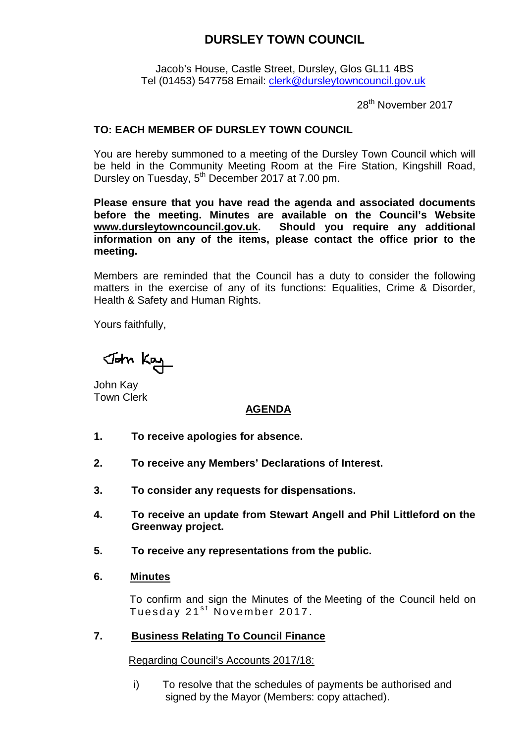# DURSLEY TOWN COUNCIL

Jacob's House, Castle Street, Dursley, Glos GL11 4BS
Tel (01453) 547758 Email: clerk@dursleytowncouncil.gov.uk

28th November 2017

**TO: EACH MEMBER OF DURSLEY TOWN COUNCIL**

You are hereby summoned to a meeting of the Dursley Town Council which will be held in the Community Meeting Room at the Fire Station, Kingshill Road, Dursley on Tuesday, 5th December 2017 at 7.00 pm.

**Please ensure that you have read the agenda and associated documents before the meeting. Minutes are available on the Council's Website www.dursleytowncouncil.gov.uk. Should you require any additional information on any of the items, please contact the office prior to the meeting.**

Members are reminded that the Council has a duty to consider the following matters in the exercise of any of its functions: Equalities, Crime & Disorder, Health & Safety and Human Rights.

Yours faithfully,

John Kay
Town Clerk

## AGENDA

**1. To receive apologies for absence.**

**2. To receive any Members' Declarations of Interest.**

**3. To consider any requests for dispensations.**

**4. To receive an update from Stewart Angell and Phil Littleford on the Greenway project.**

**5. To receive any representations from the public.**

**6. Minutes**

To confirm and sign the Minutes of the Meeting of the Council held on Tuesday 21st November 2017.

**7. Business Relating To Council Finance**

Regarding Council's Accounts 2017/18:

i) To resolve that the schedules of payments be authorised and signed by the Mayor (Members: copy attached).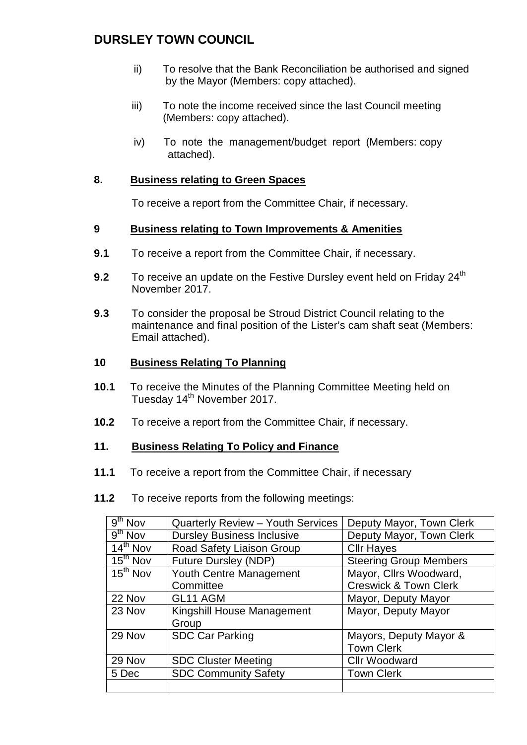# DURSLEY TOWN COUNCIL

ii) To resolve that the Bank Reconciliation be authorised and signed by the Mayor (Members: copy attached).

iii) To note the income received since the last Council meeting (Members: copy attached).

iv) To note the management/budget report (Members: copy attached).

## 8. Business relating to Green Spaces

To receive a report from the Committee Chair, if necessary.

## 9 Business relating to Town Improvements & Amenities

**9.1** To receive a report from the Committee Chair, if necessary.

**9.2** To receive an update on the Festive Dursley event held on Friday 24th November 2017.

**9.3** To consider the proposal be Stroud District Council relating to the maintenance and final position of the Lister's cam shaft seat (Members: Email attached).

## 10 Business Relating To Planning

**10.1** To receive the Minutes of the Planning Committee Meeting held on Tuesday 14th November 2017.

**10.2** To receive a report from the Committee Chair, if necessary.

## 11. Business Relating To Policy and Finance

**11.1** To receive a report from the Committee Chair, if necessary

**11.2** To receive reports from the following meetings:

| Date | Meeting | Attendees |
|---|---|---|
| 9th Nov | Quarterly Review – Youth Services | Deputy Mayor, Town Clerk |
| 9th Nov | Dursley Business Inclusive | Deputy Mayor, Town Clerk |
| 14th Nov | Road Safety Liaison Group | Cllr Hayes |
| 15th Nov | Future Dursley (NDP) | Steering Group Members |
| 15th Nov | Youth Centre Management Committee | Mayor, Cllrs Woodward, Creswick & Town Clerk |
| 22 Nov | GL11 AGM | Mayor, Deputy Mayor |
| 23 Nov | Kingshill House Management Group | Mayor, Deputy Mayor |
| 29 Nov | SDC Car Parking | Mayors, Deputy Mayor & Town Clerk |
| 29 Nov | SDC Cluster Meeting | Cllr Woodward |
| 5 Dec | SDC Community Safety | Town Clerk |
| | | |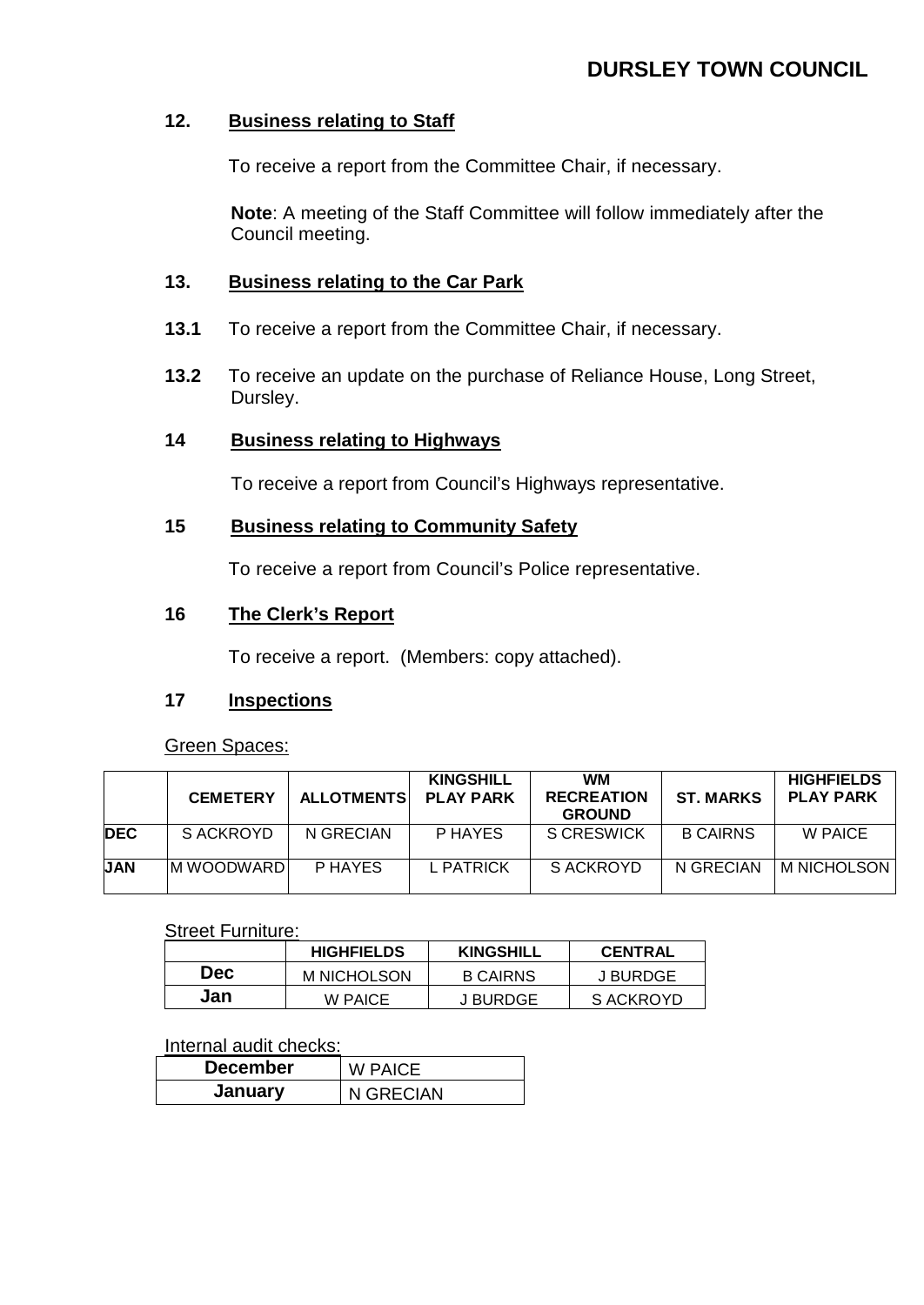**12. Business relating to Staff**

To receive a report from the Committee Chair, if necessary.

**Note**: A meeting of the Staff Committee will follow immediately after the Council meeting.

**13. Business relating to the Car Park**

**13.1** To receive a report from the Committee Chair, if necessary.

**13.2** To receive an update on the purchase of Reliance House, Long Street, Dursley.

**14 Business relating to Highways**

To receive a report from Council's Highways representative.

**15 Business relating to Community Safety**

To receive a report from Council's Police representative.

**16 The Clerk's Report**

To receive a report. (Members: copy attached).

**17 Inspections**

Green Spaces:

| | CEMETERY | ALLOTMENTS | KINGSHILL PLAY PARK | WM RECREATION GROUND | ST. MARKS | HIGHFIELDS PLAY PARK |
|---|---|---|---|---|---|---|
| **DEC** | S ACKROYD | N GRECIAN | P HAYES | S CRESWICK | B CAIRNS | W PAICE |
| **JAN** | M WOODWARD | P HAYES | L PATRICK | S ACKROYD | N GRECIAN | M NICHOLSON |

Street Furniture:

| | HIGHFIELDS | KINGSHILL | CENTRAL |
|---|---|---|---|
| **Dec** | M NICHOLSON | B CAIRNS | J BURDGE |
| **Jan** | W PAICE | J BURDGE | S ACKROYD |

Internal audit checks:

| | |
|---|---|
| **December** | W PAICE |
| **January** | N GRECIAN |